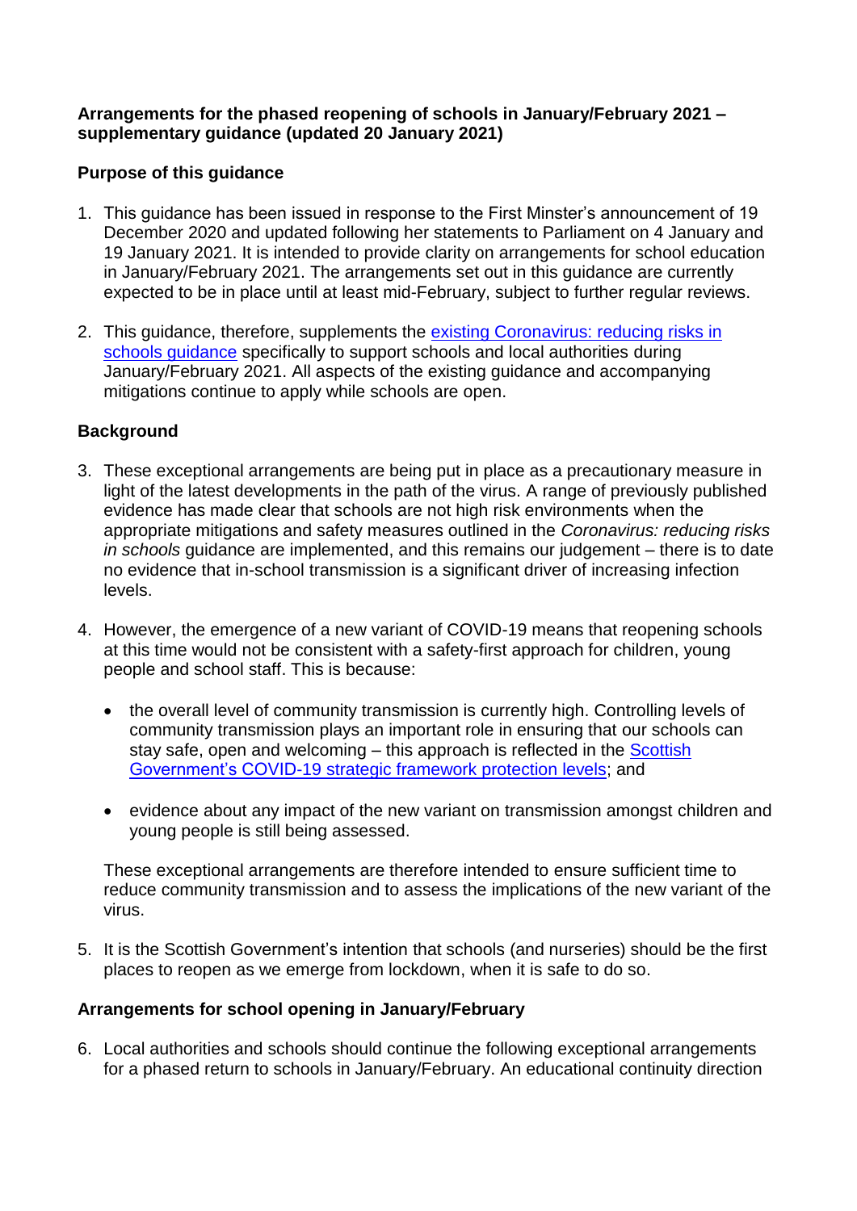**Arrangements for the phased reopening of schools in January/February 2021 – supplementary guidance (updated 20 January 2021)**

**Purpose of this guidance**

1. This guidance has been issued in response to the First Minister's announcement of 19 December 2020 and updated following her statements to Parliament on 4 January and 19 January 2021. It is intended to provide clarity on arrangements for school education in January/February 2021. The arrangements set out in this guidance are currently expected to be in place until at least mid-February, subject to further regular reviews.

2. This guidance, therefore, supplements the [existing Coronavirus: reducing risks in schools guidance]() specifically to support schools and local authorities during January/February 2021. All aspects of the existing guidance and accompanying mitigations continue to apply while schools are open.

**Background**

3. These exceptional arrangements are being put in place as a precautionary measure in light of the latest developments in the path of the virus. A range of previously published evidence has made clear that schools are not high risk environments when the appropriate mitigations and safety measures outlined in the *Coronavirus: reducing risks in schools* guidance are implemented, and this remains our judgement – there is to date no evidence that in-school transmission is a significant driver of increasing infection levels.

4. However, the emergence of a new variant of COVID-19 means that reopening schools at this time would not be consistent with a safety-first approach for children, young people and school staff. This is because:

   - the overall level of community transmission is currently high. Controlling levels of community transmission plays an important role in ensuring that our schools can stay safe, open and welcoming – this approach is reflected in the [Scottish Government's COVID-19 strategic framework protection levels](); and

   - evidence about any impact of the new variant on transmission amongst children and young people is still being assessed.

   These exceptional arrangements are therefore intended to ensure sufficient time to reduce community transmission and to assess the implications of the new variant of the virus.

5. It is the Scottish Government's intention that schools (and nurseries) should be the first places to reopen as we emerge from lockdown, when it is safe to do so.

**Arrangements for school opening in January/February**

6. Local authorities and schools should continue the following exceptional arrangements for a phased return to schools in January/February. An educational continuity direction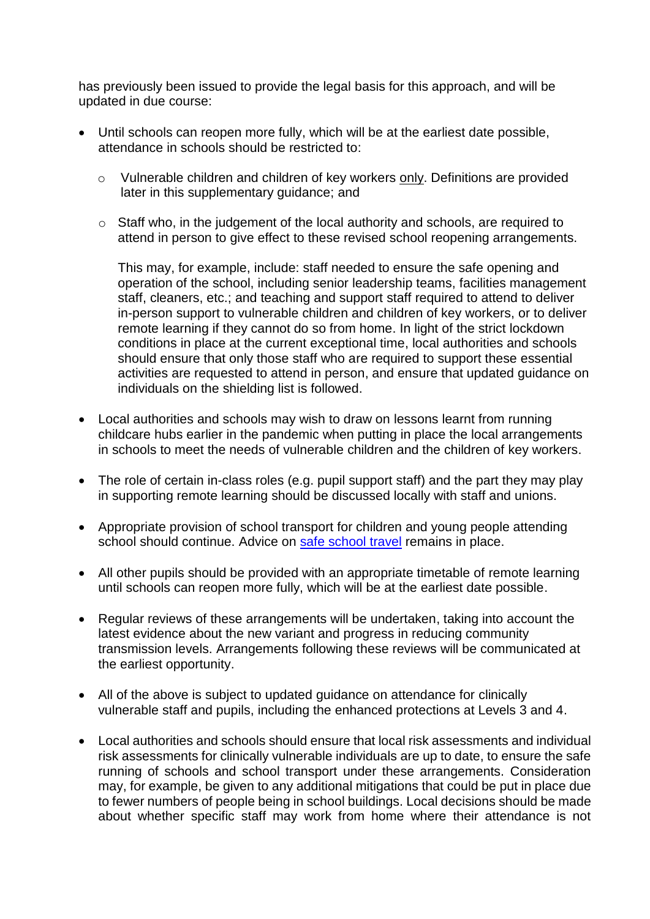has previously been issued to provide the legal basis for this approach, and will be updated in due course:

- Until schools can reopen more fully, which will be at the earliest date possible, attendance in schools should be restricted to:
    - Vulnerable children and children of key workers only. Definitions are provided later in this supplementary guidance; and
    - Staff who, in the judgement of the local authority and schools, are required to attend in person to give effect to these revised school reopening arrangements.

      This may, for example, include: staff needed to ensure the safe opening and operation of the school, including senior leadership teams, facilities management staff, cleaners, etc.; and teaching and support staff required to attend to deliver in-person support to vulnerable children and children of key workers, or to deliver remote learning if they cannot do so from home. In light of the strict lockdown conditions in place at the current exceptional time, local authorities and schools should ensure that only those staff who are required to support these essential activities are requested to attend in person, and ensure that updated guidance on individuals on the shielding list is followed.

- Local authorities and schools may wish to draw on lessons learnt from running childcare hubs earlier in the pandemic when putting in place the local arrangements in schools to meet the needs of vulnerable children and the children of key workers.

- The role of certain in-class roles (e.g. pupil support staff) and the part they may play in supporting remote learning should be discussed locally with staff and unions.

- Appropriate provision of school transport for children and young people attending school should continue. Advice on safe school travel remains in place.

- All other pupils should be provided with an appropriate timetable of remote learning until schools can reopen more fully, which will be at the earliest date possible.

- Regular reviews of these arrangements will be undertaken, taking into account the latest evidence about the new variant and progress in reducing community transmission levels. Arrangements following these reviews will be communicated at the earliest opportunity.

- All of the above is subject to updated guidance on attendance for clinically vulnerable staff and pupils, including the enhanced protections at Levels 3 and 4.

- Local authorities and schools should ensure that local risk assessments and individual risk assessments for clinically vulnerable individuals are up to date, to ensure the safe running of schools and school transport under these arrangements. Consideration may, for example, be given to any additional mitigations that could be put in place due to fewer numbers of people being in school buildings. Local decisions should be made about whether specific staff may work from home where their attendance is not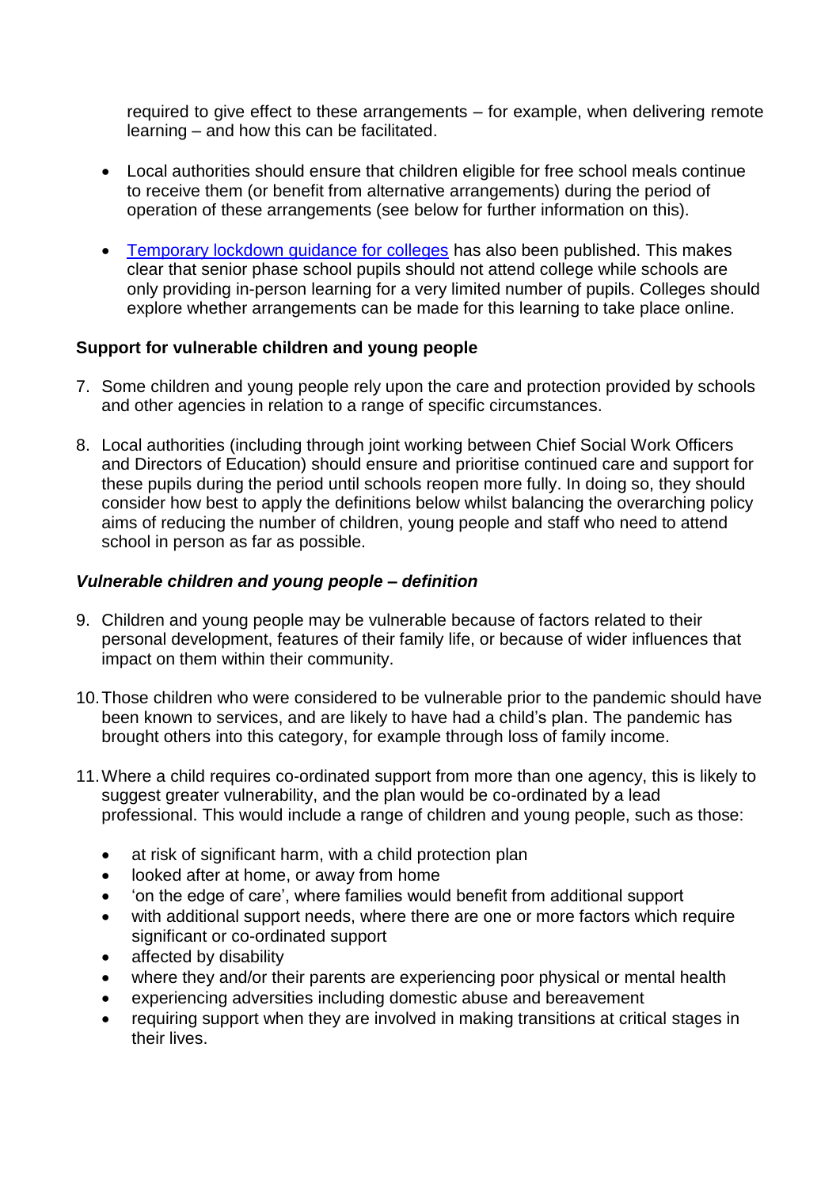required to give effect to these arrangements – for example, when delivering remote learning – and how this can be facilitated.

- Local authorities should ensure that children eligible for free school meals continue to receive them (or benefit from alternative arrangements) during the period of operation of these arrangements (see below for further information on this).

- [Temporary lockdown guidance for colleges](#) has also been published. This makes clear that senior phase school pupils should not attend college while schools are only providing in-person learning for a very limited number of pupils. Colleges should explore whether arrangements can be made for this learning to take place online.

### Support for vulnerable children and young people

7. Some children and young people rely upon the care and protection provided by schools and other agencies in relation to a range of specific circumstances.

8. Local authorities (including through joint working between Chief Social Work Officers and Directors of Education) should ensure and prioritise continued care and support for these pupils during the period until schools reopen more fully. In doing so, they should consider how best to apply the definitions below whilst balancing the overarching policy aims of reducing the number of children, young people and staff who need to attend school in person as far as possible.

#### *Vulnerable children and young people – definition*

9. Children and young people may be vulnerable because of factors related to their personal development, features of their family life, or because of wider influences that impact on them within their community.

10. Those children who were considered to be vulnerable prior to the pandemic should have been known to services, and are likely to have had a child's plan. The pandemic has brought others into this category, for example through loss of family income.

11. Where a child requires co-ordinated support from more than one agency, this is likely to suggest greater vulnerability, and the plan would be co-ordinated by a lead professional. This would include a range of children and young people, such as those:

    - at risk of significant harm, with a child protection plan
    - looked after at home, or away from home
    - 'on the edge of care', where families would benefit from additional support
    - with additional support needs, where there are one or more factors which require significant or co-ordinated support
    - affected by disability
    - where they and/or their parents are experiencing poor physical or mental health
    - experiencing adversities including domestic abuse and bereavement
    - requiring support when they are involved in making transitions at critical stages in their lives.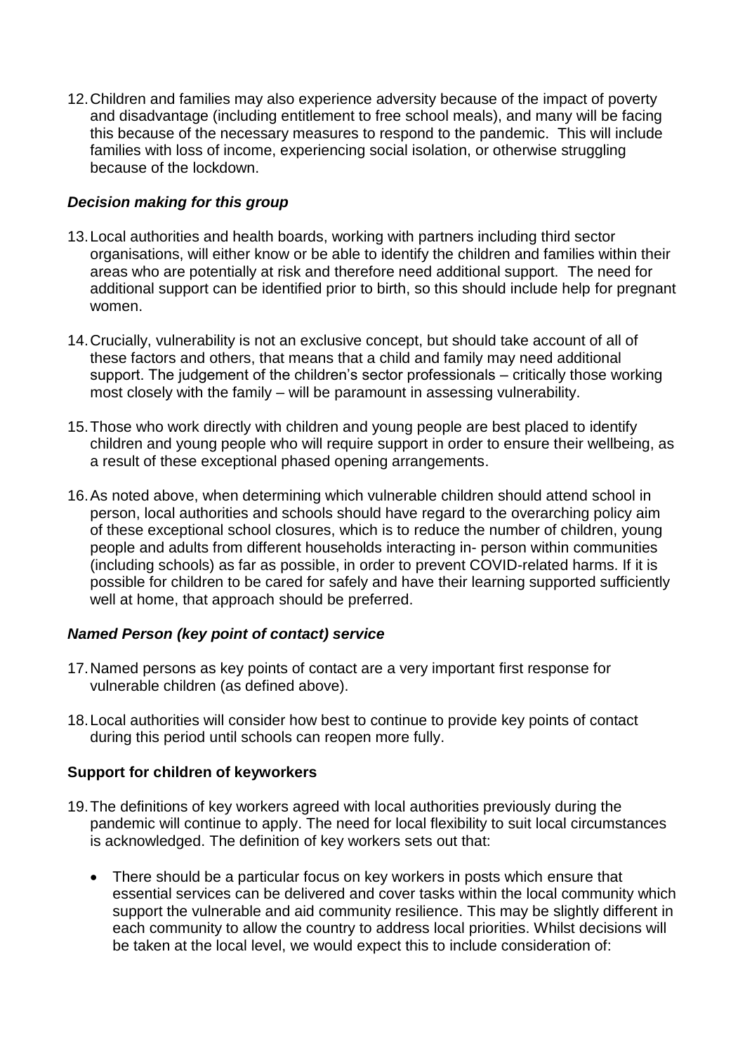12. Children and families may also experience adversity because of the impact of poverty and disadvantage (including entitlement to free school meals), and many will be facing this because of the necessary measures to respond to the pandemic. This will include families with loss of income, experiencing social isolation, or otherwise struggling because of the lockdown.

### *Decision making for this group*

13. Local authorities and health boards, working with partners including third sector organisations, will either know or be able to identify the children and families within their areas who are potentially at risk and therefore need additional support. The need for additional support can be identified prior to birth, so this should include help for pregnant women.

14. Crucially, vulnerability is not an exclusive concept, but should take account of all of these factors and others, that means that a child and family may need additional support. The judgement of the children's sector professionals – critically those working most closely with the family – will be paramount in assessing vulnerability.

15. Those who work directly with children and young people are best placed to identify children and young people who will require support in order to ensure their wellbeing, as a result of these exceptional phased opening arrangements.

16. As noted above, when determining which vulnerable children should attend school in person, local authorities and schools should have regard to the overarching policy aim of these exceptional school closures, which is to reduce the number of children, young people and adults from different households interacting in- person within communities (including schools) as far as possible, in order to prevent COVID-related harms. If it is possible for children to be cared for safely and have their learning supported sufficiently well at home, that approach should be preferred.

### *Named Person (key point of contact) service*

17. Named persons as key points of contact are a very important first response for vulnerable children (as defined above).

18. Local authorities will consider how best to continue to provide key points of contact during this period until schools can reopen more fully.

### **Support for children of keyworkers**

19. The definitions of key workers agreed with local authorities previously during the pandemic will continue to apply. The need for local flexibility to suit local circumstances is acknowledged. The definition of key workers sets out that:

    - There should be a particular focus on key workers in posts which ensure that essential services can be delivered and cover tasks within the local community which support the vulnerable and aid community resilience. This may be slightly different in each community to allow the country to address local priorities. Whilst decisions will be taken at the local level, we would expect this to include consideration of: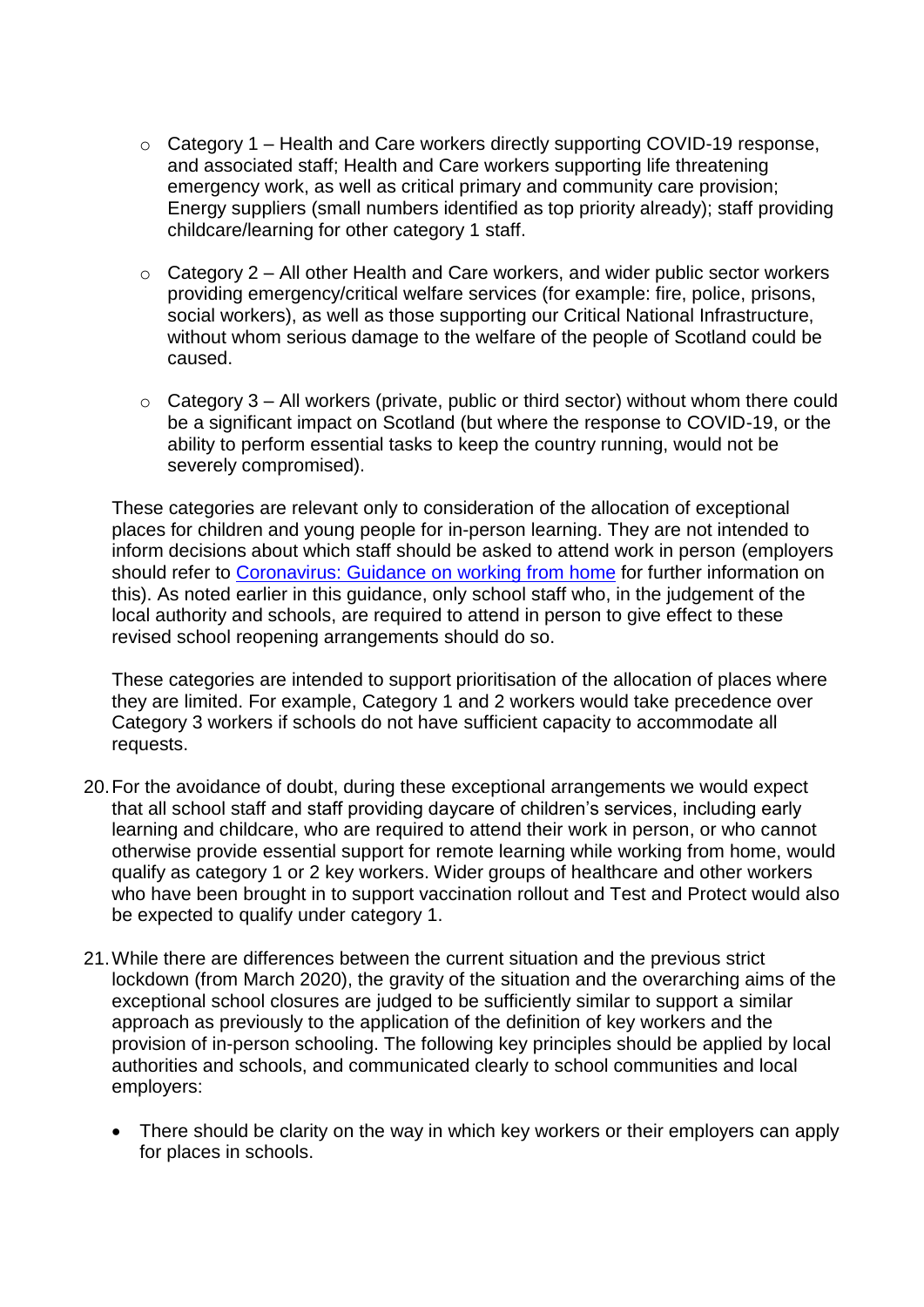- Category 1 – Health and Care workers directly supporting COVID-19 response, and associated staff; Health and Care workers supporting life threatening emergency work, as well as critical primary and community care provision; Energy suppliers (small numbers identified as top priority already); staff providing childcare/learning for other category 1 staff.

- Category 2 – All other Health and Care workers, and wider public sector workers providing emergency/critical welfare services (for example: fire, police, prisons, social workers), as well as those supporting our Critical National Infrastructure, without whom serious damage to the welfare of the people of Scotland could be caused.

- Category 3 – All workers (private, public or third sector) without whom there could be a significant impact on Scotland (but where the response to COVID-19, or the ability to perform essential tasks to keep the country running, would not be severely compromised).

These categories are relevant only to consideration of the allocation of exceptional places for children and young people for in-person learning. They are not intended to inform decisions about which staff should be asked to attend work in person (employers should refer to [Coronavirus: Guidance on working from home](#) for further information on this). As noted earlier in this guidance, only school staff who, in the judgement of the local authority and schools, are required to attend in person to give effect to these revised school reopening arrangements should do so.

These categories are intended to support prioritisation of the allocation of places where they are limited. For example, Category 1 and 2 workers would take precedence over Category 3 workers if schools do not have sufficient capacity to accommodate all requests.

20. For the avoidance of doubt, during these exceptional arrangements we would expect that all school staff and staff providing daycare of children's services, including early learning and childcare, who are required to attend their work in person, or who cannot otherwise provide essential support for remote learning while working from home, would qualify as category 1 or 2 key workers. Wider groups of healthcare and other workers who have been brought in to support vaccination rollout and Test and Protect would also be expected to qualify under category 1.

21. While there are differences between the current situation and the previous strict lockdown (from March 2020), the gravity of the situation and the overarching aims of the exceptional school closures are judged to be sufficiently similar to support a similar approach as previously to the application of the definition of key workers and the provision of in-person schooling. The following key principles should be applied by local authorities and schools, and communicated clearly to school communities and local employers:

    - There should be clarity on the way in which key workers or their employers can apply for places in schools.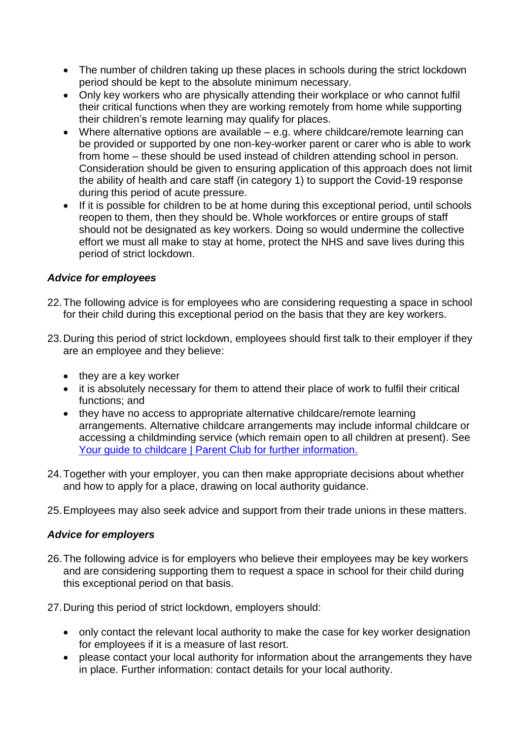- The number of children taking up these places in schools during the strict lockdown period should be kept to the absolute minimum necessary.
- Only key workers who are physically attending their workplace or who cannot fulfil their critical functions when they are working remotely from home while supporting their children's remote learning may qualify for places.
- Where alternative options are available – e.g. where childcare/remote learning can be provided or supported by one non-key-worker parent or carer who is able to work from home – these should be used instead of children attending school in person. Consideration should be given to ensuring application of this approach does not limit the ability of health and care staff (in category 1) to support the Covid-19 response during this period of acute pressure.
- If it is possible for children to be at home during this exceptional period, until schools reopen to them, then they should be. Whole workforces or entire groups of staff should not be designated as key workers. Doing so would undermine the collective effort we must all make to stay at home, protect the NHS and save lives during this period of strict lockdown.

### *Advice for employees*

22. The following advice is for employees who are considering requesting a space in school for their child during this exceptional period on the basis that they are key workers.

23. During this period of strict lockdown, employees should first talk to their employer if they are an employee and they believe:

    - they are a key worker
    - it is absolutely necessary for them to attend their place of work to fulfil their critical functions; and
    - they have no access to appropriate alternative childcare/remote learning arrangements. Alternative childcare arrangements may include informal childcare or accessing a childminding service (which remain open to all children at present). See [Your guide to childcare | Parent Club for further information.]

24. Together with your employer, you can then make appropriate decisions about whether and how to apply for a place, drawing on local authority guidance.

25. Employees may also seek advice and support from their trade unions in these matters.

### *Advice for employers*

26. The following advice is for employers who believe their employees may be key workers and are considering supporting them to request a space in school for their child during this exceptional period on that basis.

27. During this period of strict lockdown, employers should:

    - only contact the relevant local authority to make the case for key worker designation for employees if it is a measure of last resort.
    - please contact your local authority for information about the arrangements they have in place. Further information: contact details for your local authority.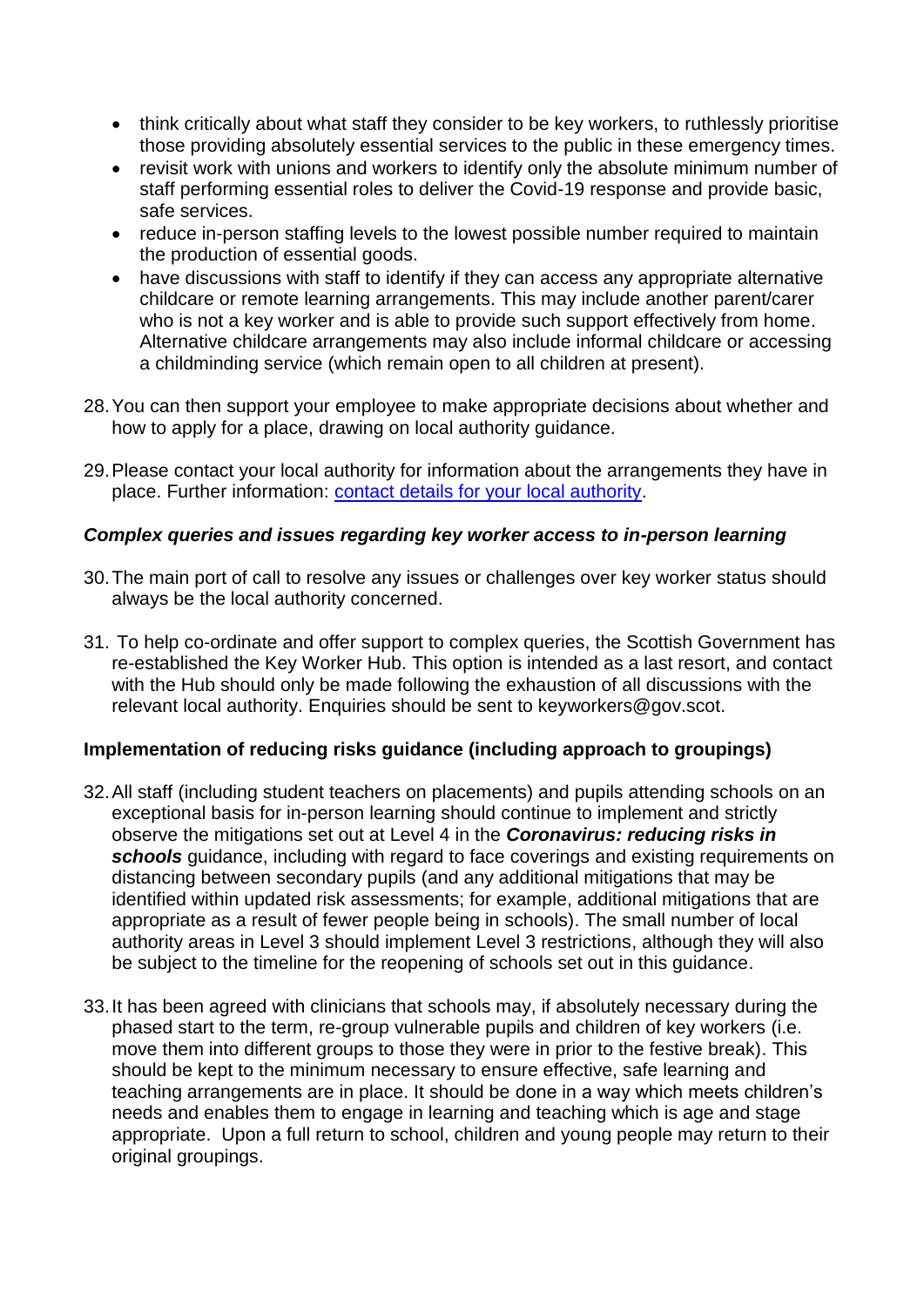- think critically about what staff they consider to be key workers, to ruthlessly prioritise those providing absolutely essential services to the public in these emergency times.
- revisit work with unions and workers to identify only the absolute minimum number of staff performing essential roles to deliver the Covid-19 response and provide basic, safe services.
- reduce in-person staffing levels to the lowest possible number required to maintain the production of essential goods.
- have discussions with staff to identify if they can access any appropriate alternative childcare or remote learning arrangements. This may include another parent/carer who is not a key worker and is able to provide such support effectively from home. Alternative childcare arrangements may also include informal childcare or accessing a childminding service (which remain open to all children at present).

28. You can then support your employee to make appropriate decisions about whether and how to apply for a place, drawing on local authority guidance.

29. Please contact your local authority for information about the arrangements they have in place. Further information: [contact details for your local authority](contact details for your local authority).

### *Complex queries and issues regarding key worker access to in-person learning*

30. The main port of call to resolve any issues or challenges over key worker status should always be the local authority concerned.

31. To help co-ordinate and offer support to complex queries, the Scottish Government has re-established the Key Worker Hub. This option is intended as a last resort, and contact with the Hub should only be made following the exhaustion of all discussions with the relevant local authority. Enquiries should be sent to keyworkers@gov.scot.

### Implementation of reducing risks guidance (including approach to groupings)

32. All staff (including student teachers on placements) and pupils attending schools on an exceptional basis for in-person learning should continue to implement and strictly observe the mitigations set out at Level 4 in the ***Coronavirus: reducing risks in schools*** guidance, including with regard to face coverings and existing requirements on distancing between secondary pupils (and any additional mitigations that may be identified within updated risk assessments; for example, additional mitigations that are appropriate as a result of fewer people being in schools). The small number of local authority areas in Level 3 should implement Level 3 restrictions, although they will also be subject to the timeline for the reopening of schools set out in this guidance.

33. It has been agreed with clinicians that schools may, if absolutely necessary during the phased start to the term, re-group vulnerable pupils and children of key workers (i.e. move them into different groups to those they were in prior to the festive break). This should be kept to the minimum necessary to ensure effective, safe learning and teaching arrangements are in place. It should be done in a way which meets children's needs and enables them to engage in learning and teaching which is age and stage appropriate. Upon a full return to school, children and young people may return to their original groupings.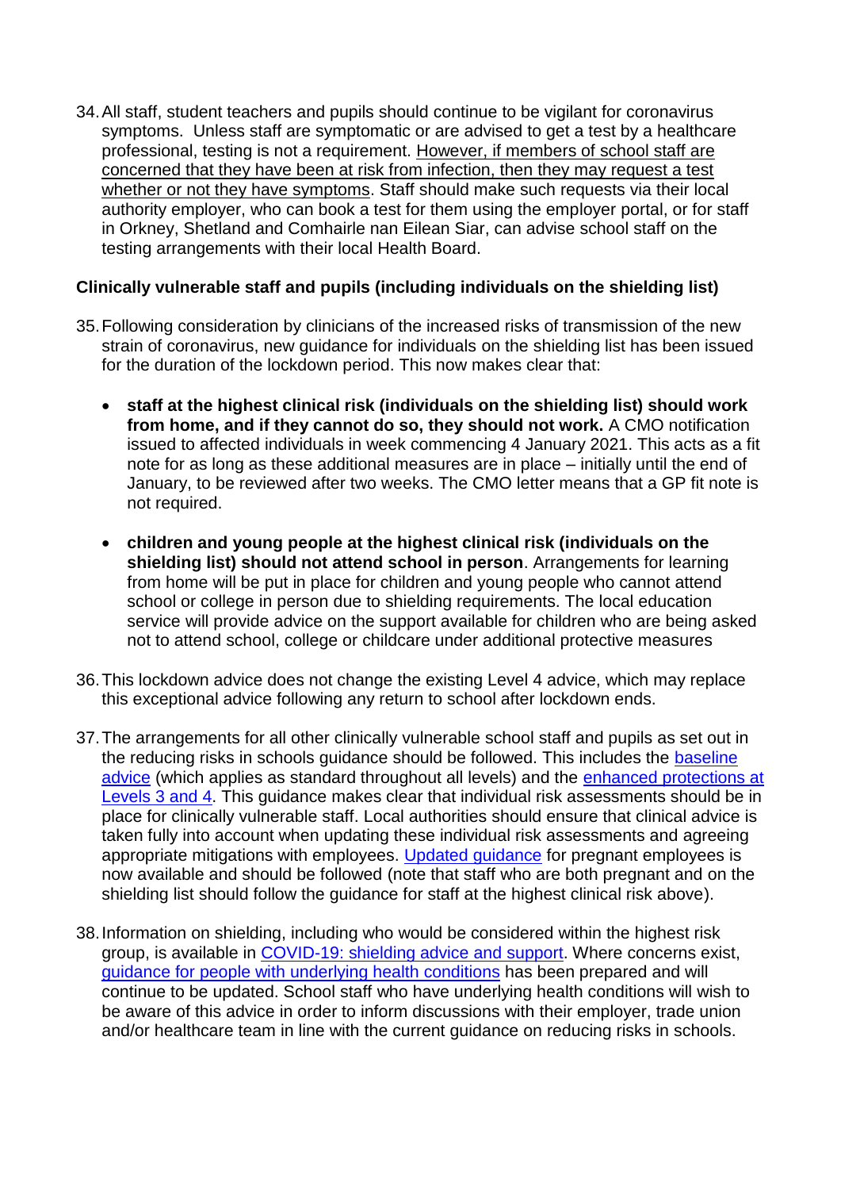34. All staff, student teachers and pupils should continue to be vigilant for coronavirus symptoms. Unless staff are symptomatic or are advised to get a test by a healthcare professional, testing is not a requirement. However, if members of school staff are concerned that they have been at risk from infection, then they may request a test whether or not they have symptoms. Staff should make such requests via their local authority employer, who can book a test for them using the employer portal, or for staff in Orkney, Shetland and Comhairle nan Eilean Siar, can advise school staff on the testing arrangements with their local Health Board.

**Clinically vulnerable staff and pupils (including individuals on the shielding list)**

35. Following consideration by clinicians of the increased risks of transmission of the new strain of coronavirus, new guidance for individuals on the shielding list has been issued for the duration of the lockdown period. This now makes clear that:

    - **staff at the highest clinical risk (individuals on the shielding list) should work from home, and if they cannot do so, they should not work.** A CMO notification issued to affected individuals in week commencing 4 January 2021. This acts as a fit note for as long as these additional measures are in place – initially until the end of January, to be reviewed after two weeks. The CMO letter means that a GP fit note is not required.

    - **children and young people at the highest clinical risk (individuals on the shielding list) should not attend school in person**. Arrangements for learning from home will be put in place for children and young people who cannot attend school or college in person due to shielding requirements. The local education service will provide advice on the support available for children who are being asked not to attend school, college or childcare under additional protective measures

36. This lockdown advice does not change the existing Level 4 advice, which may replace this exceptional advice following any return to school after lockdown ends.

37. The arrangements for all other clinically vulnerable school staff and pupils as set out in the reducing risks in schools guidance should be followed. This includes the [baseline advice] (which applies as standard throughout all levels) and the [enhanced protections at Levels 3 and 4]. This guidance makes clear that individual risk assessments should be in place for clinically vulnerable staff. Local authorities should ensure that clinical advice is taken fully into account when updating these individual risk assessments and agreeing appropriate mitigations with employees. [Updated guidance] for pregnant employees is now available and should be followed (note that staff who are both pregnant and on the shielding list should follow the guidance for staff at the highest clinical risk above).

38. Information on shielding, including who would be considered within the highest risk group, is available in [COVID-19: shielding advice and support]. Where concerns exist, [guidance for people with underlying health conditions] has been prepared and will continue to be updated. School staff who have underlying health conditions will wish to be aware of this advice in order to inform discussions with their employer, trade union and/or healthcare team in line with the current guidance on reducing risks in schools.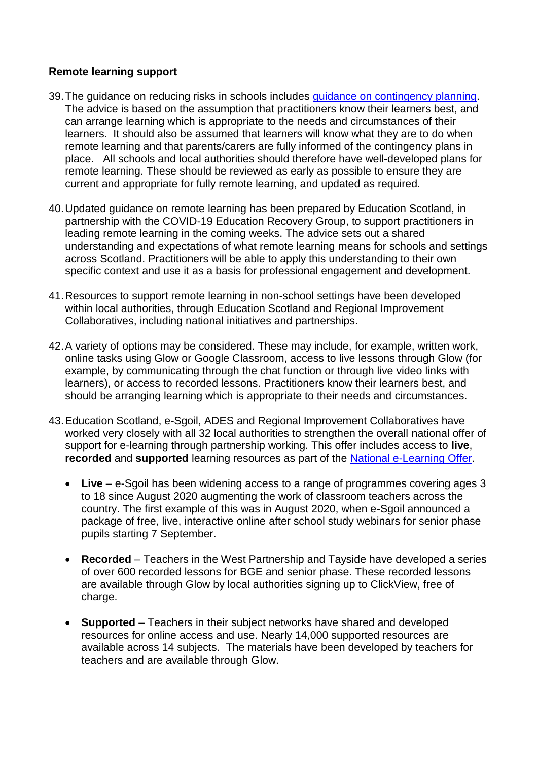**Remote learning support**

39. The guidance on reducing risks in schools includes [guidance on contingency planning](). The advice is based on the assumption that practitioners know their learners best, and can arrange learning which is appropriate to the needs and circumstances of their learners. It should also be assumed that learners will know what they are to do when remote learning and that parents/carers are fully informed of the contingency plans in place. All schools and local authorities should therefore have well-developed plans for remote learning. These should be reviewed as early as possible to ensure they are current and appropriate for fully remote learning, and updated as required.

40. Updated guidance on remote learning has been prepared by Education Scotland, in partnership with the COVID-19 Education Recovery Group, to support practitioners in leading remote learning in the coming weeks. The advice sets out a shared understanding and expectations of what remote learning means for schools and settings across Scotland. Practitioners will be able to apply this understanding to their own specific context and use it as a basis for professional engagement and development.

41. Resources to support remote learning in non-school settings have been developed within local authorities, through Education Scotland and Regional Improvement Collaboratives, including national initiatives and partnerships.

42. A variety of options may be considered. These may include, for example, written work, online tasks using Glow or Google Classroom, access to live lessons through Glow (for example, by communicating through the chat function or through live video links with learners), or access to recorded lessons. Practitioners know their learners best, and should be arranging learning which is appropriate to their needs and circumstances.

43. Education Scotland, e-Sgoil, ADES and Regional Improvement Collaboratives have worked very closely with all 32 local authorities to strengthen the overall national offer of support for e-learning through partnership working. This offer includes access to **live**, **recorded** and **supported** learning resources as part of the [National e-Learning Offer]().

- **Live** – e-Sgoil has been widening access to a range of programmes covering ages 3 to 18 since August 2020 augmenting the work of classroom teachers across the country. The first example of this was in August 2020, when e-Sgoil announced a package of free, live, interactive online after school study webinars for senior phase pupils starting 7 September.

- **Recorded** – Teachers in the West Partnership and Tayside have developed a series of over 600 recorded lessons for BGE and senior phase. These recorded lessons are available through Glow by local authorities signing up to ClickView, free of charge.

- **Supported** – Teachers in their subject networks have shared and developed resources for online access and use. Nearly 14,000 supported resources are available across 14 subjects. The materials have been developed by teachers for teachers and are available through Glow.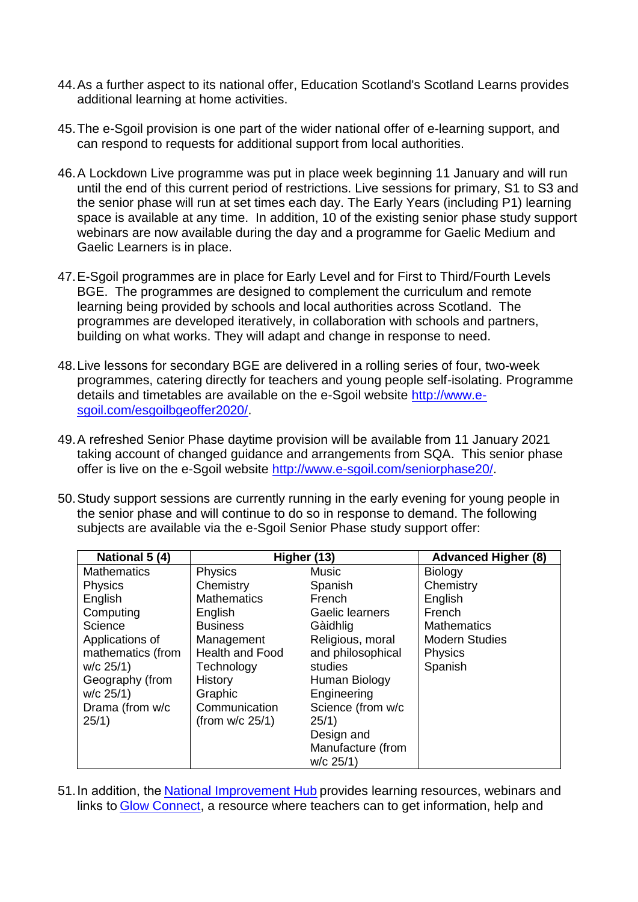44. As a further aspect to its national offer, Education Scotland's Scotland Learns provides additional learning at home activities.

45. The e-Sgoil provision is one part of the wider national offer of e-learning support, and can respond to requests for additional support from local authorities.

46. A Lockdown Live programme was put in place week beginning 11 January and will run until the end of this current period of restrictions. Live sessions for primary, S1 to S3 and the senior phase will run at set times each day. The Early Years (including P1) learning space is available at any time. In addition, 10 of the existing senior phase study support webinars are now available during the day and a programme for Gaelic Medium and Gaelic Learners is in place.

47. E-Sgoil programmes are in place for Early Level and for First to Third/Fourth Levels BGE. The programmes are designed to complement the curriculum and remote learning being provided by schools and local authorities across Scotland. The programmes are developed iteratively, in collaboration with schools and partners, building on what works. They will adapt and change in response to need.

48. Live lessons for secondary BGE are delivered in a rolling series of four, two-week programmes, catering directly for teachers and young people self-isolating. Programme details and timetables are available on the e-Sgoil website [http://www.e-sgoil.com/esgoilbgeoffer2020/](http://www.e-sgoil.com/esgoilbgeoffer2020/).

49. A refreshed Senior Phase daytime provision will be available from 11 January 2021 taking account of changed guidance and arrangements from SQA. This senior phase offer is live on the e-Sgoil website [http://www.e-sgoil.com/seniorphase20/](http://www.e-sgoil.com/seniorphase20/).

50. Study support sessions are currently running in the early evening for young people in the senior phase and will continue to do so in response to demand. The following subjects are available via the e-Sgoil Senior Phase study support offer:

| National 5 (4) | Higher (13) | | Advanced Higher (8) |
|---|---|---|---|
| Mathematics | Physics | Music | Biology |
| Physics | Chemistry | Spanish | Chemistry |
| English | Mathematics | French | English |
| Computing Science | English | Gaelic learners | French |
| Applications of mathematics (from w/c 25/1) | Business Management | Gàidhlig | Mathematics |
| Geography (from w/c 25/1) | Health and Food Technology | Religious, moral and philosophical studies | Modern Studies |
| Drama (from w/c 25/1) | History | Human Biology | Physics |
| | Graphic Communication (from w/c 25/1) | Engineering Science (from w/c 25/1) | Spanish |
| | | Design and Manufacture (from w/c 25/1) | |

51. In addition, the National Improvement Hub provides learning resources, webinars and links to Glow Connect, a resource where teachers can to get information, help and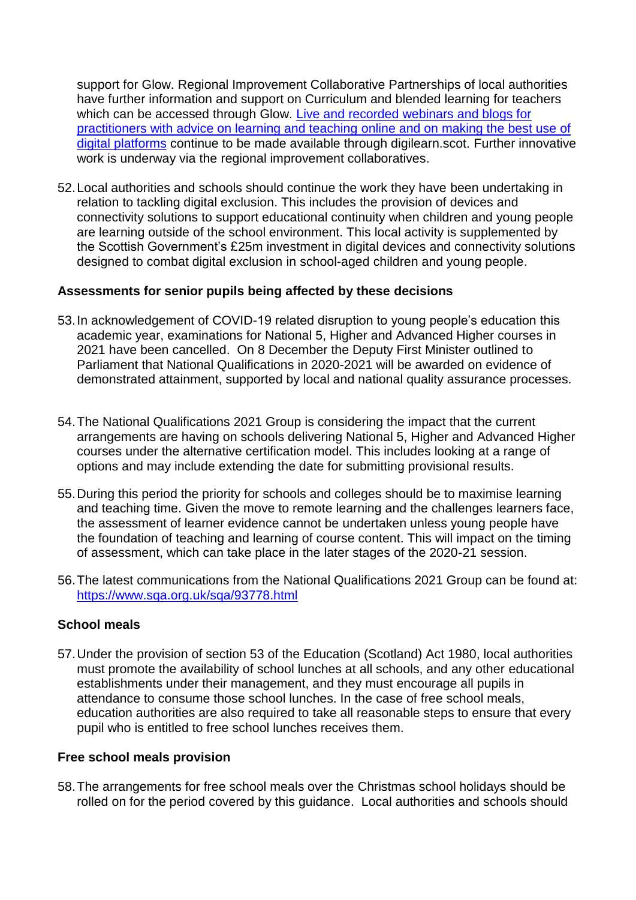support for Glow. Regional Improvement Collaborative Partnerships of local authorities have further information and support on Curriculum and blended learning for teachers which can be accessed through Glow. Live and recorded webinars and blogs for practitioners with advice on learning and teaching online and on making the best use of digital platforms continue to be made available through digilearn.scot. Further innovative work is underway via the regional improvement collaboratives.

52. Local authorities and schools should continue the work they have been undertaking in relation to tackling digital exclusion. This includes the provision of devices and connectivity solutions to support educational continuity when children and young people are learning outside of the school environment. This local activity is supplemented by the Scottish Government's £25m investment in digital devices and connectivity solutions designed to combat digital exclusion in school-aged children and young people.

**Assessments for senior pupils being affected by these decisions**

53. In acknowledgement of COVID-19 related disruption to young people's education this academic year, examinations for National 5, Higher and Advanced Higher courses in 2021 have been cancelled. On 8 December the Deputy First Minister outlined to Parliament that National Qualifications in 2020-2021 will be awarded on evidence of demonstrated attainment, supported by local and national quality assurance processes.

54. The National Qualifications 2021 Group is considering the impact that the current arrangements are having on schools delivering National 5, Higher and Advanced Higher courses under the alternative certification model. This includes looking at a range of options and may include extending the date for submitting provisional results.

55. During this period the priority for schools and colleges should be to maximise learning and teaching time. Given the move to remote learning and the challenges learners face, the assessment of learner evidence cannot be undertaken unless young people have the foundation of teaching and learning of course content. This will impact on the timing of assessment, which can take place in the later stages of the 2020-21 session.

56. The latest communications from the National Qualifications 2021 Group can be found at: https://www.sqa.org.uk/sqa/93778.html

**School meals**

57. Under the provision of section 53 of the Education (Scotland) Act 1980, local authorities must promote the availability of school lunches at all schools, and any other educational establishments under their management, and they must encourage all pupils in attendance to consume those school lunches. In the case of free school meals, education authorities are also required to take all reasonable steps to ensure that every pupil who is entitled to free school lunches receives them.

**Free school meals provision**

58. The arrangements for free school meals over the Christmas school holidays should be rolled on for the period covered by this guidance. Local authorities and schools should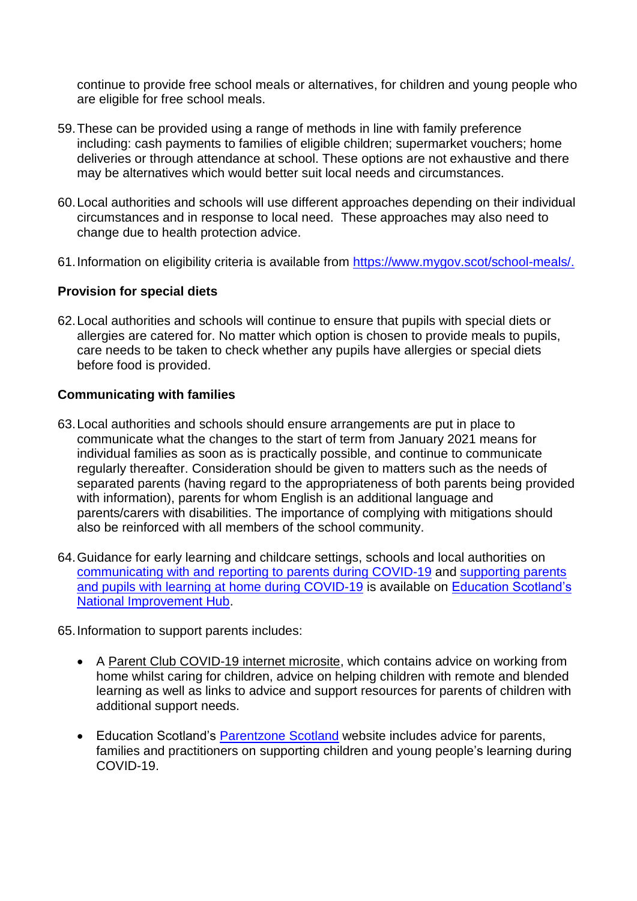continue to provide free school meals or alternatives, for children and young people who are eligible for free school meals.

59. These can be provided using a range of methods in line with family preference including: cash payments to families of eligible children; supermarket vouchers; home deliveries or through attendance at school. These options are not exhaustive and there may be alternatives which would better suit local needs and circumstances.

60. Local authorities and schools will use different approaches depending on their individual circumstances and in response to local need. These approaches may also need to change due to health protection advice.

61. Information on eligibility criteria is available from https://www.mygov.scot/school-meals/.

**Provision for special diets**

62. Local authorities and schools will continue to ensure that pupils with special diets or allergies are catered for. No matter which option is chosen to provide meals to pupils, care needs to be taken to check whether any pupils have allergies or special diets before food is provided.

**Communicating with families**

63. Local authorities and schools should ensure arrangements are put in place to communicate what the changes to the start of term from January 2021 means for individual families as soon as is practically possible, and continue to communicate regularly thereafter. Consideration should be given to matters such as the needs of separated parents (having regard to the appropriateness of both parents being provided with information), parents for whom English is an additional language and parents/carers with disabilities. The importance of complying with mitigations should also be reinforced with all members of the school community.

64. Guidance for early learning and childcare settings, schools and local authorities on communicating with and reporting to parents during COVID-19 and supporting parents and pupils with learning at home during COVID-19 is available on Education Scotland's National Improvement Hub.

65. Information to support parents includes:

- A Parent Club COVID-19 internet microsite, which contains advice on working from home whilst caring for children, advice on helping children with remote and blended learning as well as links to advice and support resources for parents of children with additional support needs.

- Education Scotland's Parentzone Scotland website includes advice for parents, families and practitioners on supporting children and young people's learning during COVID-19.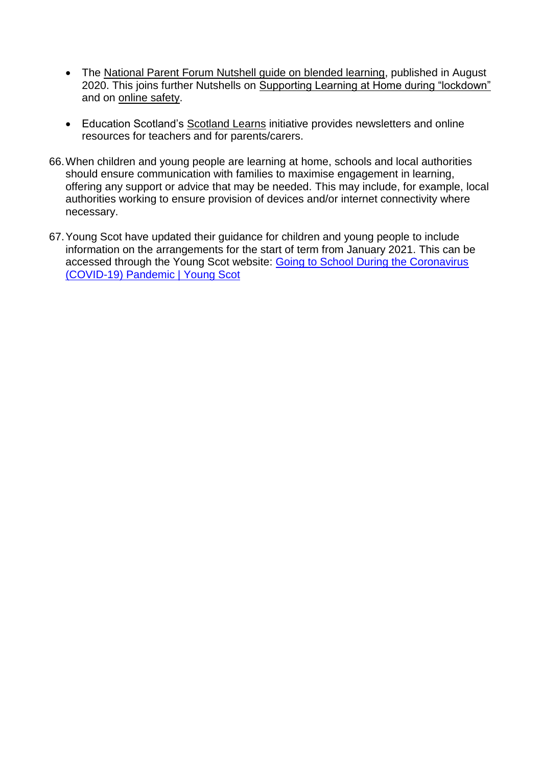- The National Parent Forum Nutshell guide on blended learning, published in August 2020. This joins further Nutshells on Supporting Learning at Home during "lockdown" and on online safety.

- Education Scotland's Scotland Learns initiative provides newsletters and online resources for teachers and for parents/carers.

66. When children and young people are learning at home, schools and local authorities should ensure communication with families to maximise engagement in learning, offering any support or advice that may be needed. This may include, for example, local authorities working to ensure provision of devices and/or internet connectivity where necessary.

67. Young Scot have updated their guidance for children and young people to include information on the arrangements for the start of term from January 2021. This can be accessed through the Young Scot website: Going to School During the Coronavirus (COVID-19) Pandemic | Young Scot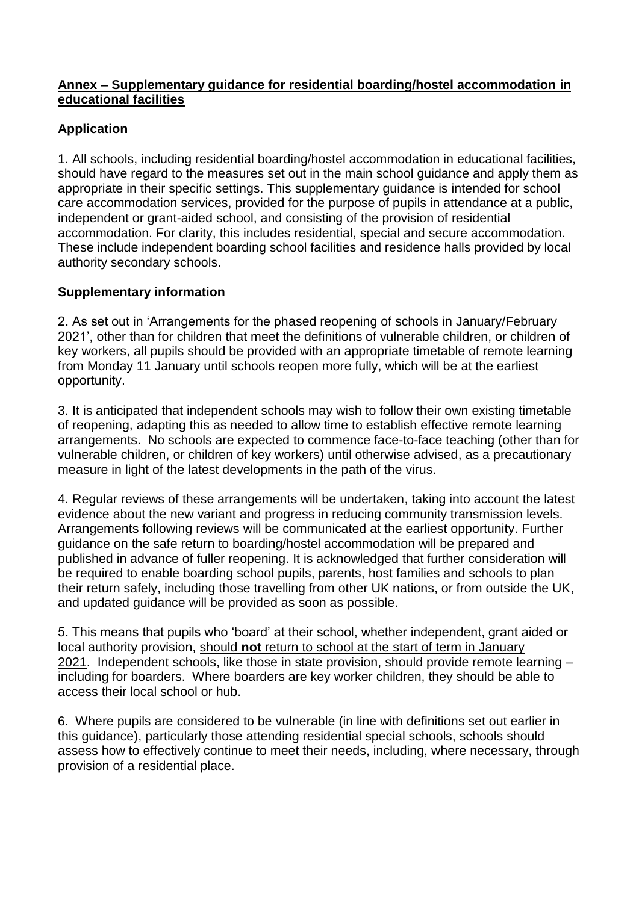**Annex – Supplementary guidance for residential boarding/hostel accommodation in educational facilities**

## Application

1. All schools, including residential boarding/hostel accommodation in educational facilities, should have regard to the measures set out in the main school guidance and apply them as appropriate in their specific settings. This supplementary guidance is intended for school care accommodation services, provided for the purpose of pupils in attendance at a public, independent or grant-aided school, and consisting of the provision of residential accommodation. For clarity, this includes residential, special and secure accommodation. These include independent boarding school facilities and residence halls provided by local authority secondary schools.

## Supplementary information

2. As set out in 'Arrangements for the phased reopening of schools in January/February 2021', other than for children that meet the definitions of vulnerable children, or children of key workers, all pupils should be provided with an appropriate timetable of remote learning from Monday 11 January until schools reopen more fully, which will be at the earliest opportunity.

3. It is anticipated that independent schools may wish to follow their own existing timetable of reopening, adapting this as needed to allow time to establish effective remote learning arrangements. No schools are expected to commence face-to-face teaching (other than for vulnerable children, or children of key workers) until otherwise advised, as a precautionary measure in light of the latest developments in the path of the virus.

4. Regular reviews of these arrangements will be undertaken, taking into account the latest evidence about the new variant and progress in reducing community transmission levels. Arrangements following reviews will be communicated at the earliest opportunity. Further guidance on the safe return to boarding/hostel accommodation will be prepared and published in advance of fuller reopening. It is acknowledged that further consideration will be required to enable boarding school pupils, parents, host families and schools to plan their return safely, including those travelling from other UK nations, or from outside the UK, and updated guidance will be provided as soon as possible.

5. This means that pupils who 'board' at their school, whether independent, grant aided or local authority provision, should **not** return to school at the start of term in January 2021. Independent schools, like those in state provision, should provide remote learning – including for boarders. Where boarders are key worker children, they should be able to access their local school or hub.

6. Where pupils are considered to be vulnerable (in line with definitions set out earlier in this guidance), particularly those attending residential special schools, schools should assess how to effectively continue to meet their needs, including, where necessary, through provision of a residential place.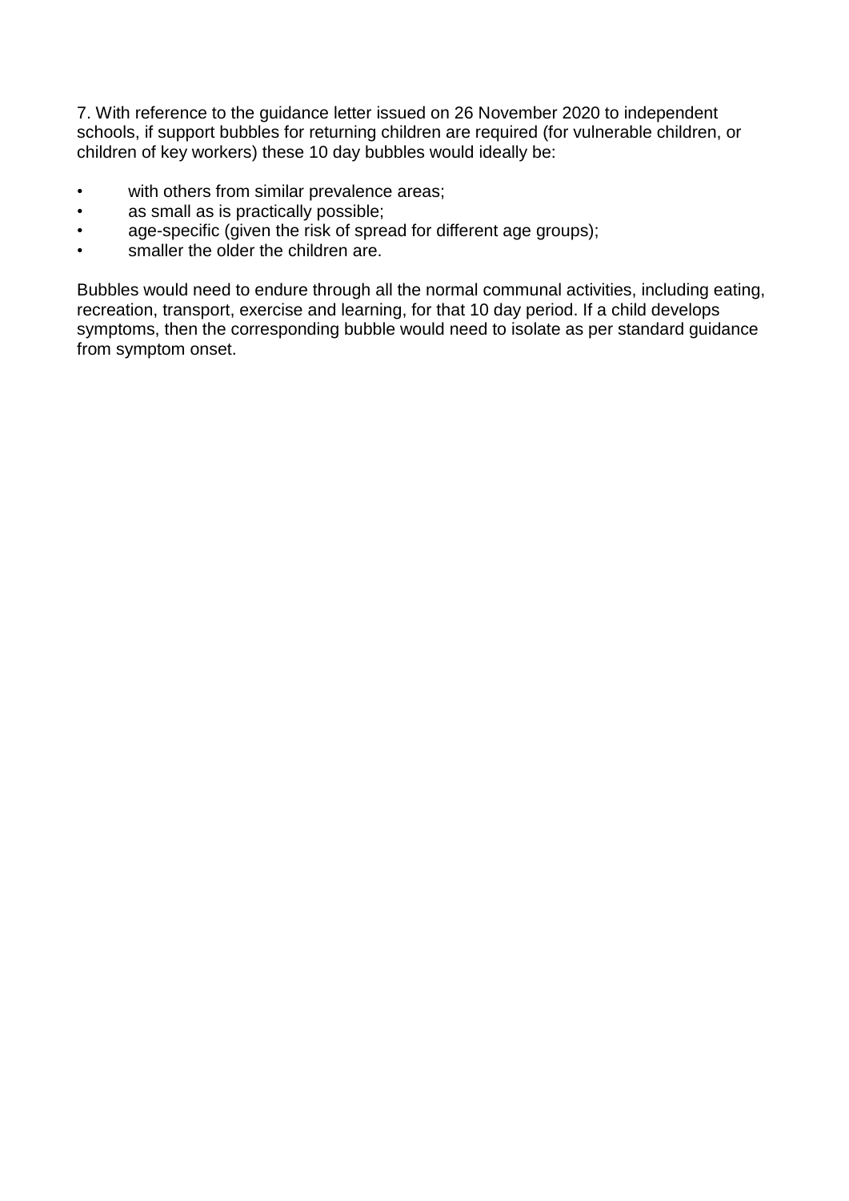7. With reference to the guidance letter issued on 26 November 2020 to independent schools, if support bubbles for returning children are required (for vulnerable children, or children of key workers) these 10 day bubbles would ideally be:

- with others from similar prevalence areas;
- as small as is practically possible;
- age-specific (given the risk of spread for different age groups);
- smaller the older the children are.

Bubbles would need to endure through all the normal communal activities, including eating, recreation, transport, exercise and learning, for that 10 day period. If a child develops symptoms, then the corresponding bubble would need to isolate as per standard guidance from symptom onset.